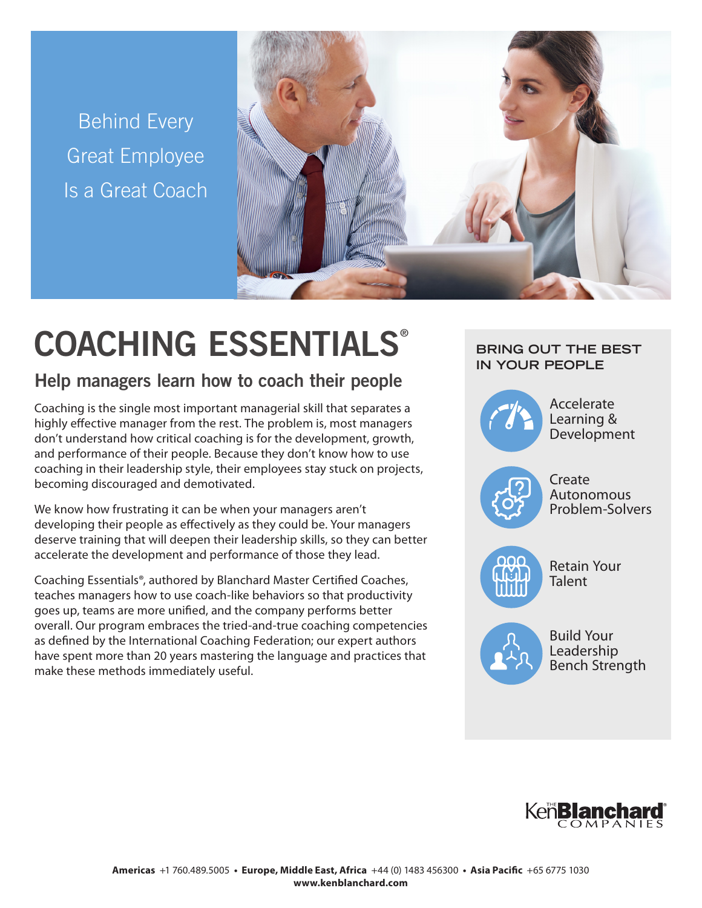Behind Every Great Employee Is a Great Coach

# COACHING ESSENTIALS®

## Help managers learn how to coach their people

Coaching is the single most important managerial skill that separates a highly effective manager from the rest. The problem is, most managers don't understand how critical coaching is for the development, growth, and performance of their people. Because they don't know how to use coaching in their leadership style, their employees stay stuck on projects, becoming discouraged and demotivated.

We know how frustrating it can be when your managers aren't developing their people as effectively as they could be. Your managers deserve training that will deepen their leadership skills, so they can better accelerate the development and performance of those they lead.

Coaching Essentials®, authored by Blanchard Master Certified Coaches, teaches managers how to use coach-like behaviors so that productivity goes up, teams are more unified, and the company performs better overall. Our program embraces the tried-and-true coaching competencies as defined by the International Coaching Federation; our expert authors have spent more than 20 years mastering the language and practices that make these methods immediately useful.

### BRING OUT THE BEST IN YOUR PEOPLE

- Accelerate Learning & Development
- Create Autonomous Problem-Solvers
- Retain Your Talent
- Build Your Leadership Bench Strength

The Ken Blanchard Companies

**Americas** +1 760.489.5005 • **Europe, Middle East, Africa** +44 (0) 1483 456300 • **Asia Pacific** +65 6775 1030
**www.kenblanchard.com**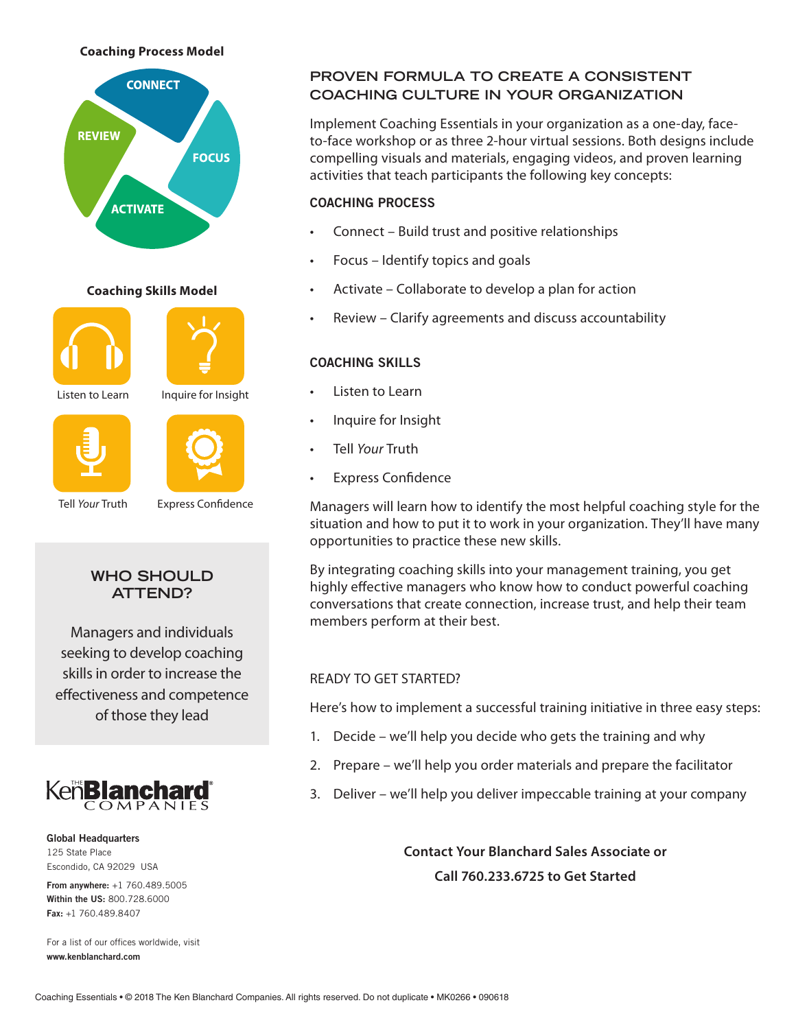**Coaching Process Model**

CONNECT

FOCUS

ACTIVATE

REVIEW

**Coaching Skills Model**

Listen to Learn

Inquire for Insight

Tell *Your* Truth

Express Confidence

## WHO SHOULD ATTEND?

Managers and individuals seeking to develop coaching skills in order to increase the effectiveness and competence of those they lead

The Ken Blanchard Companies

**Global Headquarters**
125 State Place
Escondido, CA 92029 USA

**From anywhere:** +1 760.489.5005
**Within the US:** 800.728.6000
**Fax:** +1 760.489.8407

For a list of our offices worldwide, visit
**www.kenblanchard.com**

## PROVEN FORMULA TO CREATE A CONSISTENT COACHING CULTURE IN YOUR ORGANIZATION

Implement Coaching Essentials in your organization as a one-day, face-to-face workshop or as three 2-hour virtual sessions. Both designs include compelling visuals and materials, engaging videos, and proven learning activities that teach participants the following key concepts:

### COACHING PROCESS

- Connect – Build trust and positive relationships
- Focus – Identify topics and goals
- Activate – Collaborate to develop a plan for action
- Review – Clarify agreements and discuss accountability

### COACHING SKILLS

- Listen to Learn
- Inquire for Insight
- Tell *Your* Truth
- Express Confidence

Managers will learn how to identify the most helpful coaching style for the situation and how to put it to work in your organization. They'll have many opportunities to practice these new skills.

By integrating coaching skills into your management training, you get highly effective managers who know how to conduct powerful coaching conversations that create connection, increase trust, and help their team members perform at their best.

READY TO GET STARTED?

Here's how to implement a successful training initiative in three easy steps:

1. Decide – we'll help you decide who gets the training and why
2. Prepare – we'll help you order materials and prepare the facilitator
3. Deliver – we'll help you deliver impeccable training at your company

**Contact Your Blanchard Sales Associate or Call 760.233.6725 to Get Started**

Coaching Essentials • © 2018 The Ken Blanchard Companies. All rights reserved. Do not duplicate • MK0266 • 090618